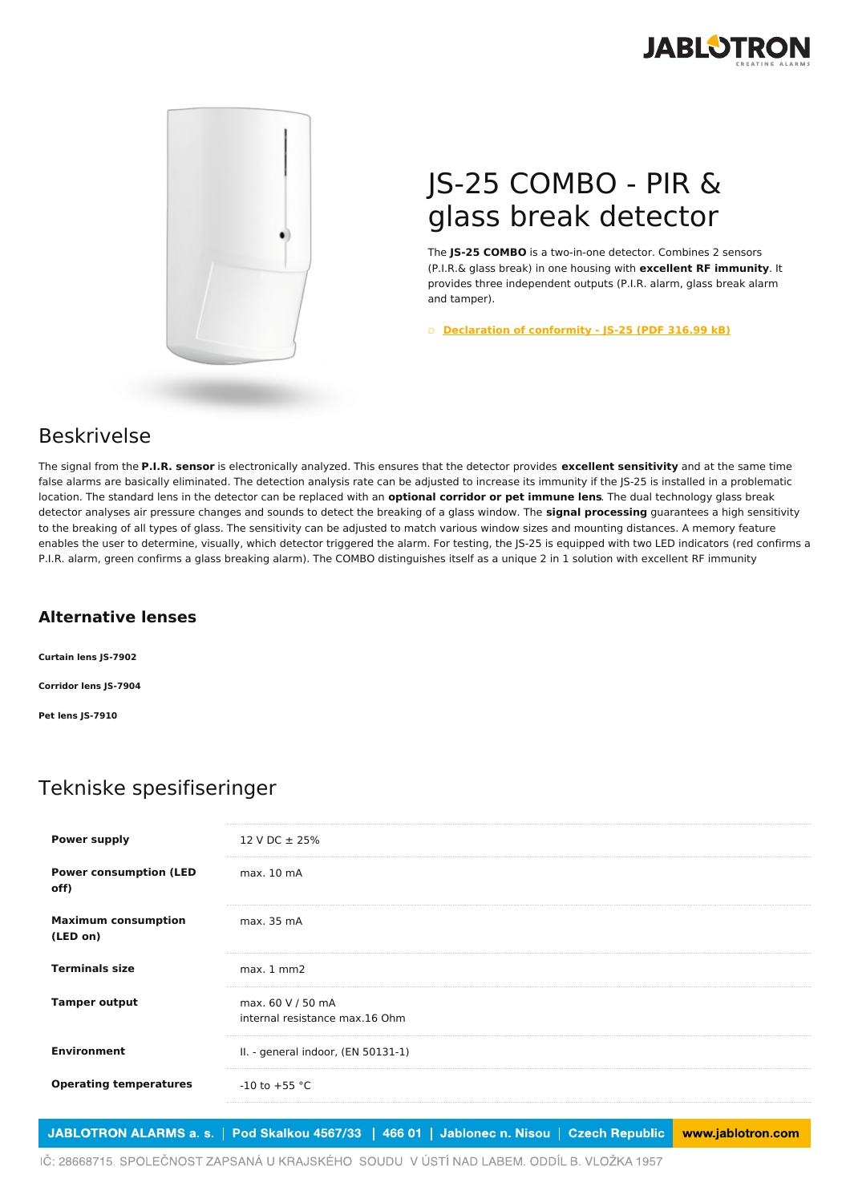# JS-25 COMBO - PIR & glass break detector

The **JS-25 COMBO** is a two-in-one detector. Combines 2 sensors (P.I.R.& glass break) in one housing with **excellent RF immunity**. It provides three independent outputs (P.I.R. alarm, glass break alarm and tamper).

- Declaration of conformity - JS-25 (PDF 316.99 kB)

## Beskrivelse

The signal from the **P.I.R. sensor** is electronically analyzed. This ensures that the detector provides **excellent sensitivity** and at the same time false alarms are basically eliminated. The detection analysis rate can be adjusted to increase its immunity if the JS-25 is installed in a problematic location. The standard lens in the detector can be replaced with an **optional corridor or pet immune lens**. The dual technology glass break detector analyses air pressure changes and sounds to detect the breaking of a glass window. The **signal processing** guarantees a high sensitivity to the breaking of all types of glass. The sensitivity can be adjusted to match various window sizes and mounting distances. A memory feature enables the user to determine, visually, which detector triggered the alarm. For testing, the JS-25 is equipped with two LED indicators (red confirms a P.I.R. alarm, green confirms a glass breaking alarm). The COMBO distinguishes itself as a unique 2 in 1 solution with excellent RF immunity

### Alternative lenses

**Curtain lens JS-7902**

**Corridor lens JS-7904**

**Pet lens JS-7910**

## Tekniske spesifiseringer

| | |
|---|---|
| **Power supply** | 12 V DC ± 25% |
| **Power consumption (LED off)** | max. 10 mA |
| **Maximum consumption (LED on)** | max. 35 mA |
| **Terminals size** | max. 1 mm2 |
| **Tamper output** | max. 60 V / 50 mA<br>internal resistance max.16 Ohm |
| **Environment** | II. - general indoor, (EN 50131-1) |
| **Operating temperatures** | -10 to +55 °C |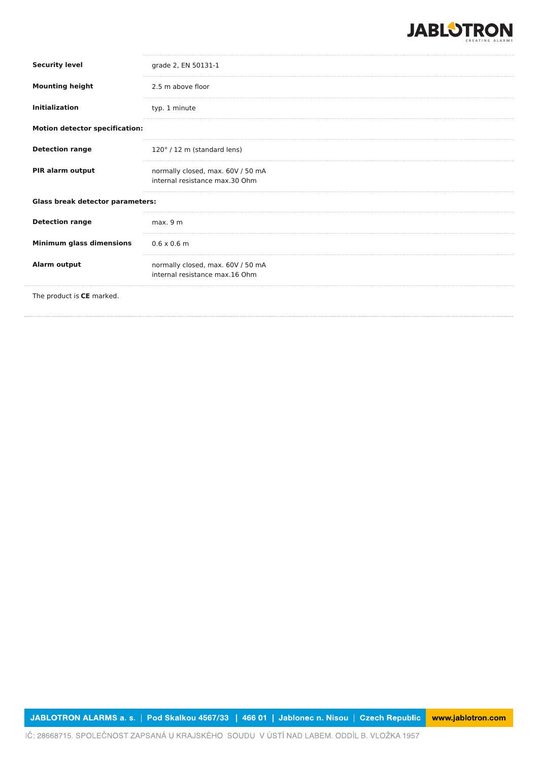| | |
|---|---|
| **Security level** | grade 2, EN 50131-1 |
| **Mounting height** | 2.5 m above floor |
| **Initialization** | typ. 1 minute |
| **Motion detector specification:** | |
| **Detection range** | 120° / 12 m (standard lens) |
| **PIR alarm output** | normally closed, max. 60V / 50 mA<br>internal resistance max.30 Ohm |
| **Glass break detector parameters:** | |
| **Detection range** | max. 9 m |
| **Minimum glass dimensions** | 0.6 x 0.6 m |
| **Alarm output** | normally closed, max. 60V / 50 mA<br>internal resistance max.16 Ohm |

The product is **CE** marked.